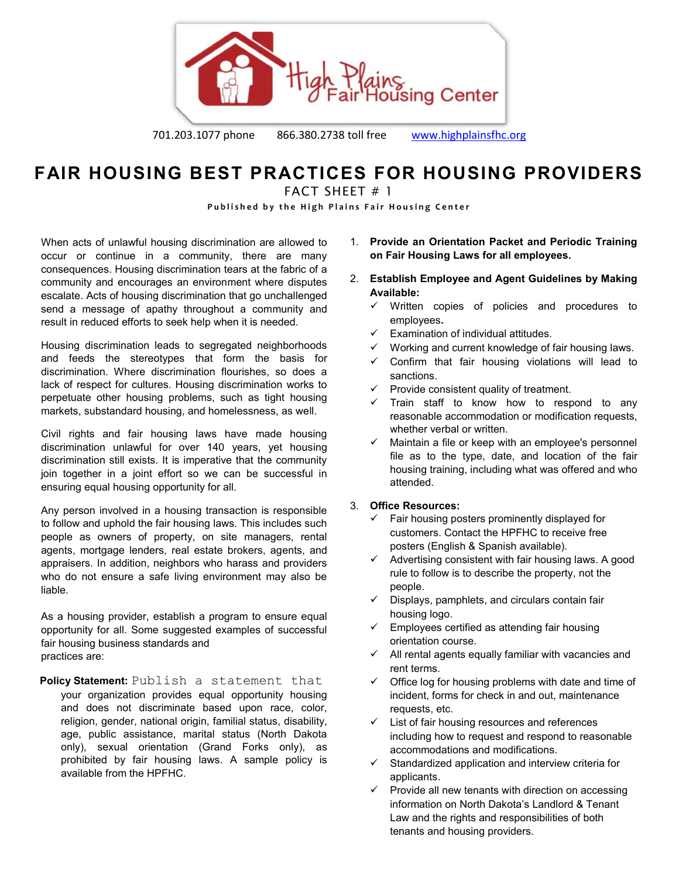High Plains Fair Housing Center

701.203.1077 phone  866.380.2738 toll free  www.highplainsfhc.org

# FAIR HOUSING BEST PRACTICES FOR HOUSING PROVIDERS

## FACT SHEET # 1

**Published by the High Plains Fair Housing Center**

When acts of unlawful housing discrimination are allowed to occur or continue in a community, there are many consequences. Housing discrimination tears at the fabric of a community and encourages an environment where disputes escalate. Acts of housing discrimination that go unchallenged send a message of apathy throughout a community and result in reduced efforts to seek help when it is needed.

Housing discrimination leads to segregated neighborhoods and feeds the stereotypes that form the basis for discrimination. Where discrimination flourishes, so does a lack of respect for cultures. Housing discrimination works to perpetuate other housing problems, such as tight housing markets, substandard housing, and homelessness, as well.

Civil rights and fair housing laws have made housing discrimination unlawful for over 140 years, yet housing discrimination still exists. It is imperative that the community join together in a joint effort so we can be successful in ensuring equal housing opportunity for all.

Any person involved in a housing transaction is responsible to follow and uphold the fair housing laws. This includes such people as owners of property, on site managers, rental agents, mortgage lenders, real estate brokers, agents, and appraisers. In addition, neighbors who harass and providers who do not ensure a safe living environment may also be liable.

As a housing provider, establish a program to ensure equal opportunity for all. Some suggested examples of successful fair housing business standards and practices are:

**Policy Statement:** Publish a statement that your organization provides equal opportunity housing and does not discriminate based upon race, color, religion, gender, national origin, familial status, disability, age, public assistance, marital status (North Dakota only), sexual orientation (Grand Forks only), as prohibited by fair housing laws. A sample policy is available from the HPFHC.

1. **Provide an Orientation Packet and Periodic Training on Fair Housing Laws for all employees.**

2. **Establish Employee and Agent Guidelines by Making Available:**
   - ✓ Written copies of policies and procedures to employees.
   - ✓ Examination of individual attitudes.
   - ✓ Working and current knowledge of fair housing laws.
   - ✓ Confirm that fair housing violations will lead to sanctions.
   - ✓ Provide consistent quality of treatment.
   - ✓ Train staff to know how to respond to any reasonable accommodation or modification requests, whether verbal or written.
   - ✓ Maintain a file or keep with an employee's personnel file as to the type, date, and location of the fair housing training, including what was offered and who attended.

3. **Office Resources:**
   - ✓ Fair housing posters prominently displayed for customers. Contact the HPFHC to receive free posters (English & Spanish available).
   - ✓ Advertising consistent with fair housing laws. A good rule to follow is to describe the property, not the people.
   - ✓ Displays, pamphlets, and circulars contain fair housing logo.
   - ✓ Employees certified as attending fair housing orientation course.
   - ✓ All rental agents equally familiar with vacancies and rent terms.
   - ✓ Office log for housing problems with date and time of incident, forms for check in and out, maintenance requests, etc.
   - ✓ List of fair housing resources and references including how to request and respond to reasonable accommodations and modifications.
   - ✓ Standardized application and interview criteria for applicants.
   - ✓ Provide all new tenants with direction on accessing information on North Dakota's Landlord & Tenant Law and the rights and responsibilities of both tenants and housing providers.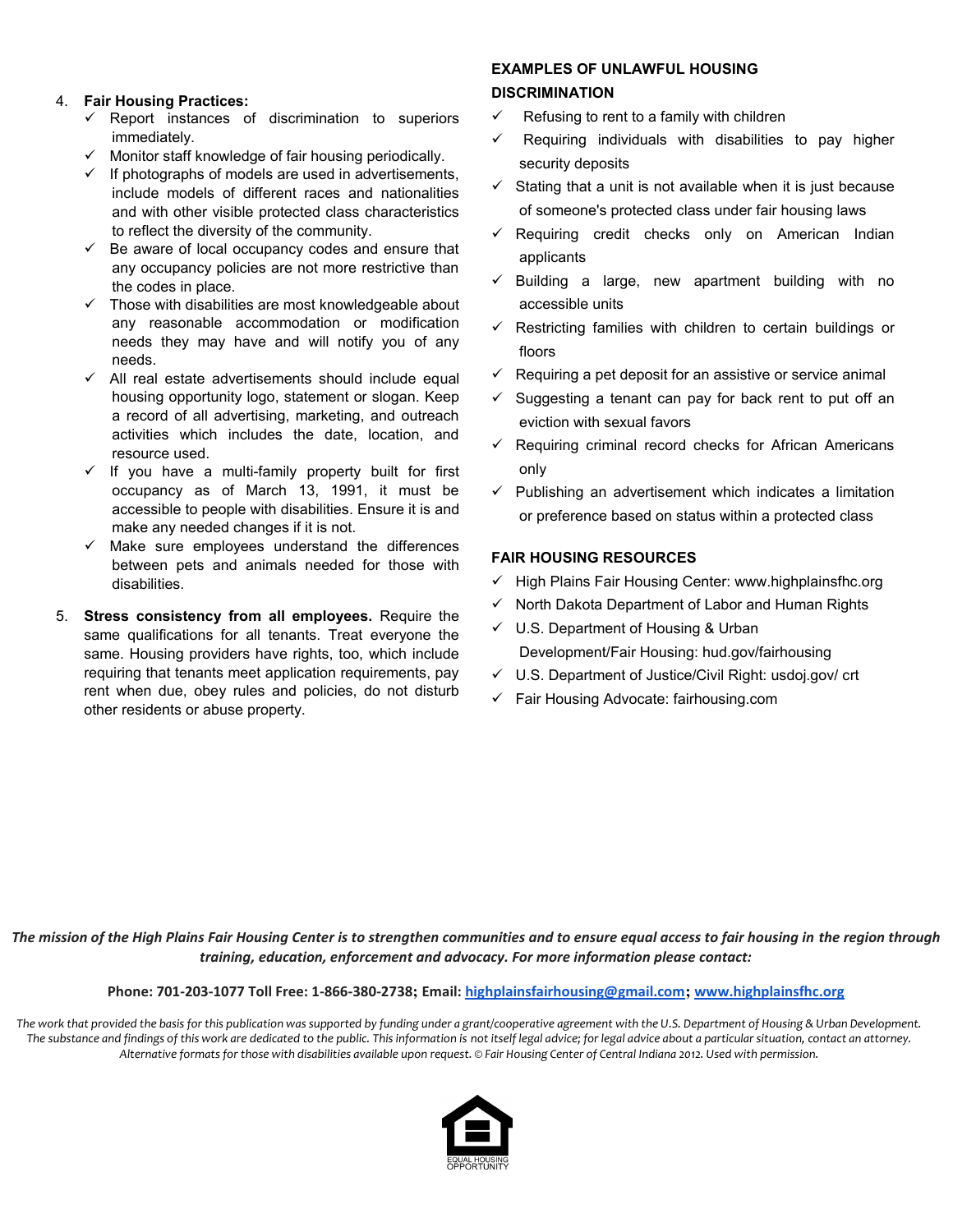4. **Fair Housing Practices:**
   - ✓ Report instances of discrimination to superiors immediately.
   - ✓ Monitor staff knowledge of fair housing periodically.
   - ✓ If photographs of models are used in advertisements, include models of different races and nationalities and with other visible protected class characteristics to reflect the diversity of the community.
   - ✓ Be aware of local occupancy codes and ensure that any occupancy policies are not more restrictive than the codes in place.
   - ✓ Those with disabilities are most knowledgeable about any reasonable accommodation or modification needs they may have and will notify you of any needs.
   - ✓ All real estate advertisements should include equal housing opportunity logo, statement or slogan. Keep a record of all advertising, marketing, and outreach activities which includes the date, location, and resource used.
   - ✓ If you have a multi-family property built for first occupancy as of March 13, 1991, it must be accessible to people with disabilities. Ensure it is and make any needed changes if it is not.
   - ✓ Make sure employees understand the differences between pets and animals needed for those with disabilities.

5. **Stress consistency from all employees.** Require the same qualifications for all tenants. Treat everyone the same. Housing providers have rights, too, which include requiring that tenants meet application requirements, pay rent when due, obey rules and policies, do not disturb other residents or abuse property.

**EXAMPLES OF UNLAWFUL HOUSING DISCRIMINATION**

- ✓ Refusing to rent to a family with children
- ✓ Requiring individuals with disabilities to pay higher security deposits
- ✓ Stating that a unit is not available when it is just because of someone's protected class under fair housing laws
- ✓ Requiring credit checks only on American Indian applicants
- ✓ Building a large, new apartment building with no accessible units
- ✓ Restricting families with children to certain buildings or floors
- ✓ Requiring a pet deposit for an assistive or service animal
- ✓ Suggesting a tenant can pay for back rent to put off an eviction with sexual favors
- ✓ Requiring criminal record checks for African Americans only
- ✓ Publishing an advertisement which indicates a limitation or preference based on status within a protected class

**FAIR HOUSING RESOURCES**

- ✓ High Plains Fair Housing Center: www.highplainsfhc.org
- ✓ North Dakota Department of Labor and Human Rights
- ✓ U.S. Department of Housing & Urban Development/Fair Housing: hud.gov/fairhousing
- ✓ U.S. Department of Justice/Civil Right: usdoj.gov/ crt
- ✓ Fair Housing Advocate: fairhousing.com

***The mission of the High Plains Fair Housing Center is to strengthen communities and to ensure equal access to fair housing in the region through training, education, enforcement and advocacy. For more information please contact:***

**Phone: 701-203-1077 Toll Free: 1-866-380-2738; Email: highplainsfairhousing@gmail.com; www.highplainsfhc.org**

*The work that provided the basis for this publication was supported by funding under a grant/cooperative agreement with the U.S. Department of Housing & Urban Development. The substance and findings of this work are dedicated to the public. This information is not itself legal advice; for legal advice about a particular situation, contact an attorney. Alternative formats for those with disabilities available upon request. © Fair Housing Center of Central Indiana 2012. Used with permission.*

EQUAL HOUSING OPPORTUNITY